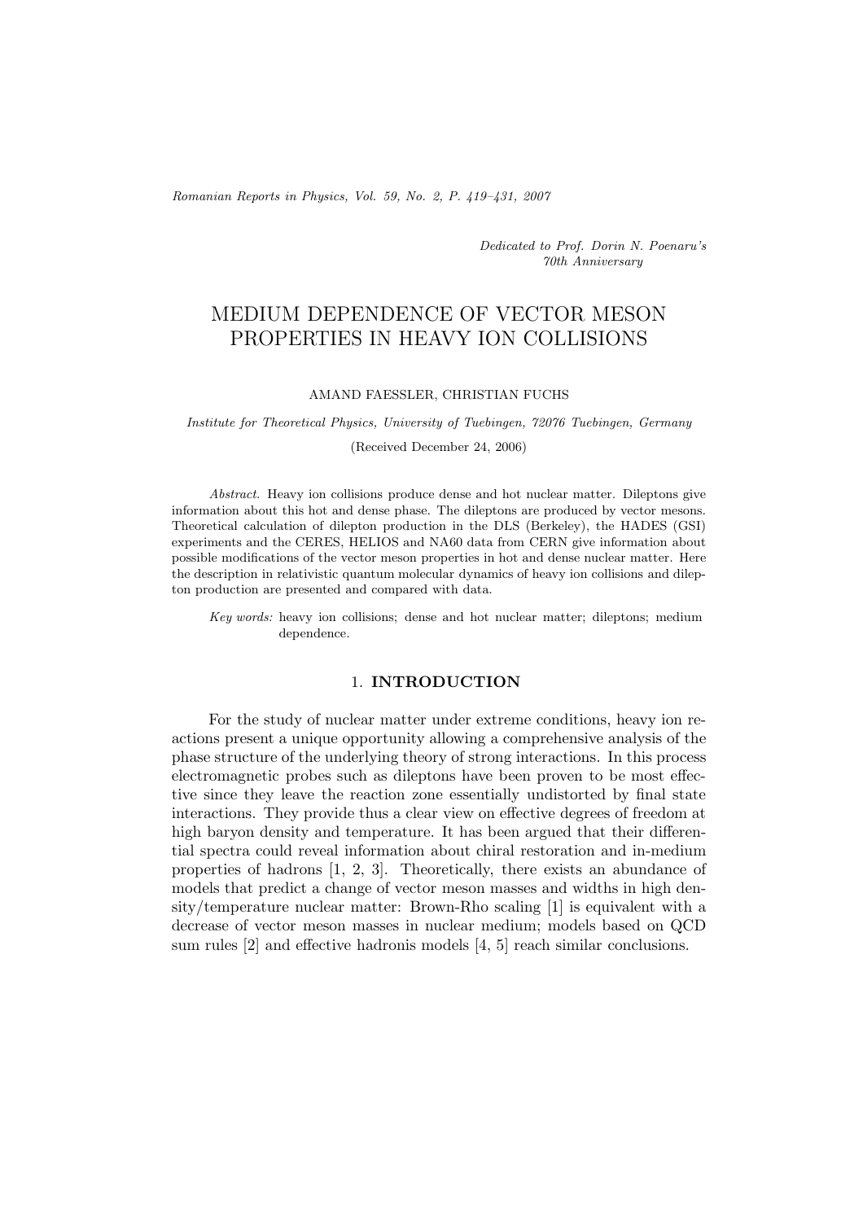*Dedicated to Prof. Dorin N. Poenaru's 70th Anniversary*

# MEDIUM DEPENDENCE OF VECTOR MESON PROPERTIES IN HEAVY ION COLLISIONS

AMAND FAESSLER, CHRISTIAN FUCHS

*Institute for Theoretical Physics, University of Tuebingen, 72076 Tuebingen, Germany*

(Received December 24, 2006)

*Abstract.* Heavy ion collisions produce dense and hot nuclear matter. Dileptons give information about this hot and dense phase. The dileptons are produced by vector mesons. Theoretical calculation of dilepton production in the DLS (Berkeley), the HADES (GSI) experiments and the CERES, HELIOS and NA60 data from CERN give information about possible modifications of the vector meson properties in hot and dense nuclear matter. Here the description in relativistic quantum molecular dynamics of heavy ion collisions and dilepton production are presented and compared with data.

*Key words:* heavy ion collisions; dense and hot nuclear matter; dileptons; medium dependence.

## 1. INTRODUCTION

For the study of nuclear matter under extreme conditions, heavy ion reactions present a unique opportunity allowing a comprehensive analysis of the phase structure of the underlying theory of strong interactions. In this process electromagnetic probes such as dileptons have been proven to be most effective since they leave the reaction zone essentially undistorted by final state interactions. They provide thus a clear view on effective degrees of freedom at high baryon density and temperature. It has been argued that their differential spectra could reveal information about chiral restoration and in-medium properties of hadrons [1, 2, 3]. Theoretically, there exists an abundance of models that predict a change of vector meson masses and widths in high density/temperature nuclear matter: Brown-Rho scaling [1] is equivalent with a decrease of vector meson masses in nuclear medium; models based on QCD sum rules [2] and effective hadronis models [4, 5] reach similar conclusions.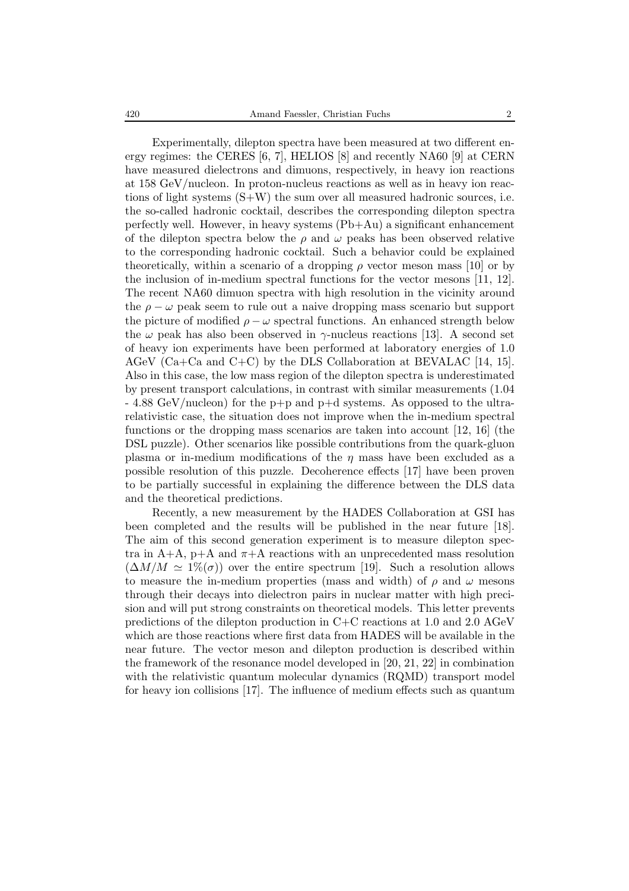Experimentally, dilepton spectra have been measured at two different energy regimes: the CERES [6, 7], HELIOS [8] and recently NA60 [9] at CERN have measured dielectrons and dimuons, respectively, in heavy ion reactions at 158 GeV/nucleon. In proton-nucleus reactions as well as in heavy ion reactions of light systems (S+W) the sum over all measured hadronic sources, i.e. the so-called hadronic cocktail, describes the corresponding dilepton spectra perfectly well. However, in heavy systems (Pb+Au) a significant enhancement of the dilepton spectra below the $\rho$ and $\omega$ peaks has been observed relative to the corresponding hadronic cocktail. Such a behavior could be explained theoretically, within a scenario of a dropping $\rho$ vector meson mass [10] or by the inclusion of in-medium spectral functions for the vector mesons [11, 12]. The recent NA60 dimuon spectra with high resolution in the vicinity around the $\rho - \omega$ peak seem to rule out a naive dropping mass scenario but support the picture of modified $\rho - \omega$ spectral functions. An enhanced strength below the $\omega$ peak has also been observed in $\gamma$-nucleus reactions [13]. A second set of heavy ion experiments have been performed at laboratory energies of 1.0 AGeV (Ca+Ca and C+C) by the DLS Collaboration at BEVALAC [14, 15]. Also in this case, the low mass region of the dilepton spectra is underestimated by present transport calculations, in contrast with similar measurements (1.04 - 4.88 GeV/nucleon) for the p+p and p+d systems. As opposed to the ultra-relativistic case, the situation does not improve when the in-medium spectral functions or the dropping mass scenarios are taken into account [12, 16] (the DSL puzzle). Other scenarios like possible contributions from the quark-gluon plasma or in-medium modifications of the $\eta$ mass have been excluded as a possible resolution of this puzzle. Decoherence effects [17] have been proven to be partially successful in explaining the difference between the DLS data and the theoretical predictions.

Recently, a new measurement by the HADES Collaboration at GSI has been completed and the results will be published in the near future [18]. The aim of this second generation experiment is to measure dilepton spectra in A+A, p+A and $\pi$+A reactions with an unprecedented mass resolution ($\Delta M/M \simeq 1\%(\sigma)$) over the entire spectrum [19]. Such a resolution allows to measure the in-medium properties (mass and width) of $\rho$ and $\omega$ mesons through their decays into dielectron pairs in nuclear matter with high precision and will put strong constraints on theoretical models. This letter prevents predictions of the dilepton production in C+C reactions at 1.0 and 2.0 AGeV which are those reactions where first data from HADES will be available in the near future. The vector meson and dilepton production is described within the framework of the resonance model developed in [20, 21, 22] in combination with the relativistic quantum molecular dynamics (RQMD) transport model for heavy ion collisions [17]. The influence of medium effects such as quantum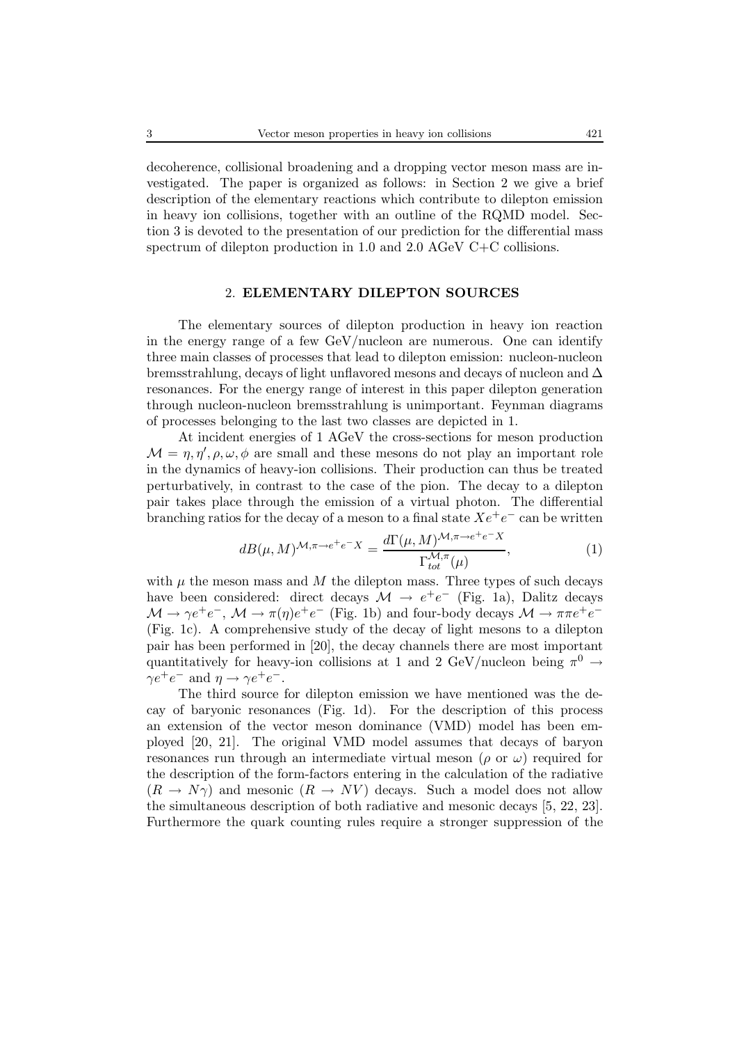decoherence, collisional broadening and a dropping vector meson mass are investigated. The paper is organized as follows: in Section 2 we give a brief description of the elementary reactions which contribute to dilepton emission in heavy ion collisions, together with an outline of the RQMD model. Section 3 is devoted to the presentation of our prediction for the differential mass spectrum of dilepton production in 1.0 and 2.0 AGeV C+C collisions.

## 2. ELEMENTARY DILEPTON SOURCES

The elementary sources of dilepton production in heavy ion reaction in the energy range of a few GeV/nucleon are numerous. One can identify three main classes of processes that lead to dilepton emission: nucleon-nucleon bremsstrahlung, decays of light unflavored mesons and decays of nucleon and $\Delta$ resonances. For the energy range of interest in this paper dilepton generation through nucleon-nucleon bremsstrahlung is unimportant. Feynman diagrams of processes belonging to the last two classes are depicted in 1.

At incident energies of 1 AGeV the cross-sections for meson production $\mathcal{M} = \eta, \eta', \rho, \omega, \phi$ are small and these mesons do not play an important role in the dynamics of heavy-ion collisions. Their production can thus be treated perturbatively, in contrast to the case of the pion. The decay to a dilepton pair takes place through the emission of a virtual photon. The differential branching ratios for the decay of a meson to a final state $Xe^+e^-$ can be written

$$dB(\mu, M)^{\mathcal{M},\pi\to e^+e^-X} = \frac{d\Gamma(\mu, M)^{\mathcal{M},\pi\to e^+e^-X}}{\Gamma_{tot}^{\mathcal{M},\pi}(\mu)}, \tag{1}$$

with $\mu$ the meson mass and $M$ the dilepton mass. Three types of such decays have been considered: direct decays $\mathcal{M} \to e^+e^-$ (Fig. 1a), Dalitz decays $\mathcal{M} \to \gamma e^+e^-$, $\mathcal{M} \to \pi(\eta)e^+e^-$ (Fig. 1b) and four-body decays $\mathcal{M} \to \pi\pi e^+e^-$ (Fig. 1c). A comprehensive study of the decay of light mesons to a dilepton pair has been performed in [20], the decay channels there are most important quantitatively for heavy-ion collisions at 1 and 2 GeV/nucleon being $\pi^0 \to \gamma e^+e^-$ and $\eta \to \gamma e^+e^-$.

The third source for dilepton emission we have mentioned was the decay of baryonic resonances (Fig. 1d). For the description of this process an extension of the vector meson dominance (VMD) model has been employed [20, 21]. The original VMD model assumes that decays of baryon resonances run through an intermediate virtual meson ($\rho$ or $\omega$) required for the description of the form-factors entering in the calculation of the radiative ($R \to N\gamma$) and mesonic ($R \to NV$) decays. Such a model does not allow the simultaneous description of both radiative and mesonic decays [5, 22, 23]. Furthermore the quark counting rules require a stronger suppression of the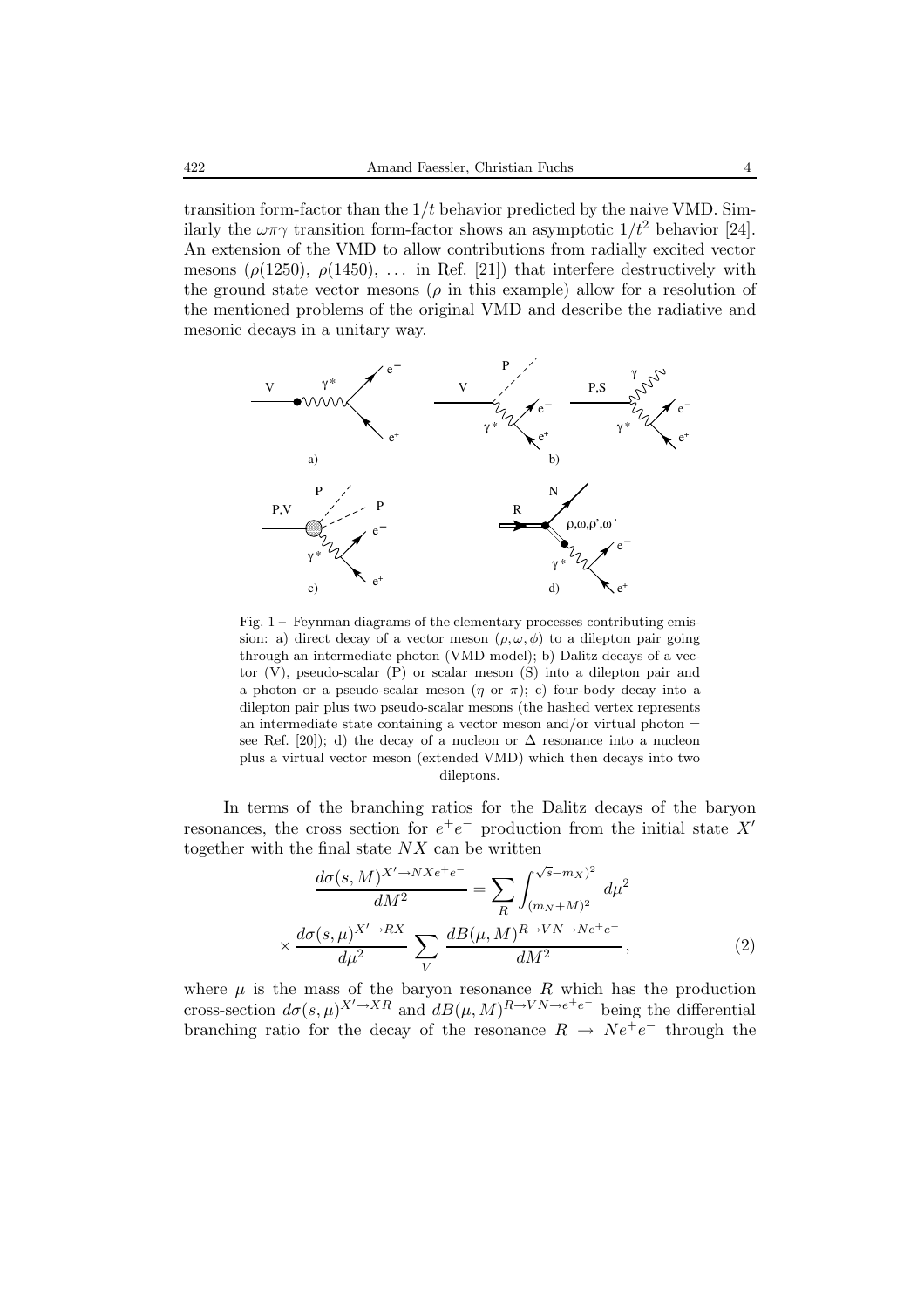transition form-factor than the $1/t$ behavior predicted by the naive VMD. Similarly the $\omega\pi\gamma$ transition form-factor shows an asymptotic $1/t^2$ behavior [24]. An extension of the VMD to allow contributions from radially excited vector mesons ($\rho(1250)$, $\rho(1450)$, ... in Ref. [21]) that interfere destructively with the ground state vector mesons ($\rho$ in this example) allow for a resolution of the mentioned problems of the original VMD and describe the radiative and mesonic decays in a unitary way.

Fig. 1 – Feynman diagrams of the elementary processes contributing emission: a) direct decay of a vector meson ($\rho, \omega, \phi$) to a dilepton pair going through an intermediate photon (VMD model); b) Dalitz decays of a vector (V), pseudo-scalar (P) or scalar meson (S) into a dilepton pair and a photon or a pseudo-scalar meson ($\eta$ or $\pi$); c) four-body decay into a dilepton pair plus two pseudo-scalar mesons (the hashed vertex represents an intermediate state containing a vector meson and/or virtual photon = see Ref. [20]); d) the decay of a nucleon or $\Delta$ resonance into a nucleon plus a virtual vector meson (extended VMD) which then decays into two dileptons.

In terms of the branching ratios for the Dalitz decays of the baryon resonances, the cross section for $e^+e^-$ production from the initial state $X'$ together with the final state $NX$ can be written

$$\frac{d\sigma(s,M)^{X'\to NXe^+e^-}}{dM^2} = \sum_R \int_{(m_N+M)^2}^{\sqrt{s}-m_X)^2} d\mu^2$$

$$\times \frac{d\sigma(s,\mu)^{X'\to RX}}{d\mu^2} \sum_V \frac{dB(\mu,M)^{R\to VN\to Ne^+e^-}}{dM^2}, \tag{2}$$

where $\mu$ is the mass of the baryon resonance $R$ which has the production cross-section $d\sigma(s,\mu)^{X'\to XR}$ and $dB(\mu,M)^{R\to VN\to e^+e^-}$ being the differential branching ratio for the decay of the resonance $R \to Ne^+e^-$ through the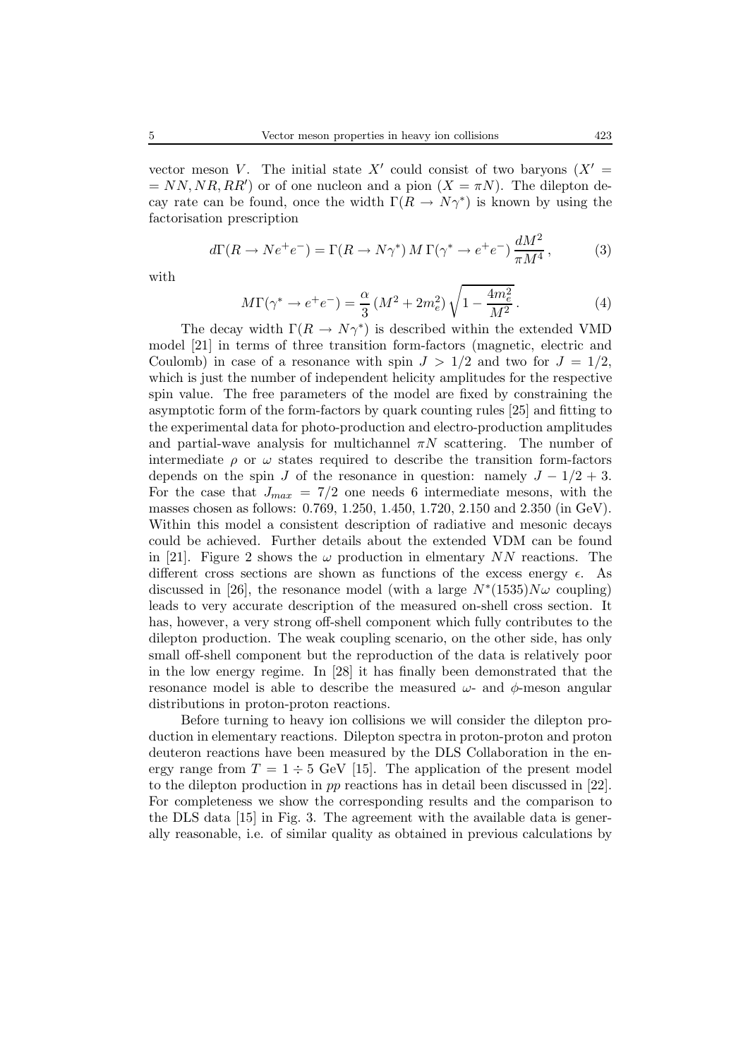vector meson $V$. The initial state $X'$ could consist of two baryons ($X' = NN, NR, RR'$) or of one nucleon and a pion ($X = \pi N$). The dilepton decay rate can be found, once the width $\Gamma(R \to N\gamma^*)$ is known by using the factorisation prescription

$$d\Gamma(R \to Ne^+e^-) = \Gamma(R \to N\gamma^*)\, M\, \Gamma(\gamma^* \to e^+e^-)\, \frac{dM^2}{\pi M^4}\,, \tag{3}$$

with

$$M\Gamma(\gamma^* \to e^+e^-) = \frac{\alpha}{3}\,(M^2 + 2m_e^2)\,\sqrt{1 - \frac{4m_e^2}{M^2}}\,. \tag{4}$$

The decay width $\Gamma(R \to N\gamma^*)$ is described within the extended VMD model [21] in terms of three transition form-factors (magnetic, electric and Coulomb) in case of a resonance with spin $J > 1/2$ and two for $J = 1/2$, which is just the number of independent helicity amplitudes for the respective spin value. The free parameters of the model are fixed by constraining the asymptotic form of the form-factors by quark counting rules [25] and fitting to the experimental data for photo-production and electro-production amplitudes and partial-wave analysis for multichannel $\pi N$ scattering. The number of intermediate $\rho$ or $\omega$ states required to describe the transition form-factors depends on the spin $J$ of the resonance in question: namely $J - 1/2 + 3$. For the case that $J_{max} = 7/2$ one needs 6 intermediate mesons, with the masses chosen as follows: 0.769, 1.250, 1.450, 1.720, 2.150 and 2.350 (in GeV). Within this model a consistent description of radiative and mesonic decays could be achieved. Further details about the extended VDM can be found in [21]. Figure 2 shows the $\omega$ production in elmentary $NN$ reactions. The different cross sections are shown as functions of the excess energy $\epsilon$. As discussed in [26], the resonance model (with a large $N^*(1535)N\omega$ coupling) leads to very accurate description of the measured on-shell cross section. It has, however, a very strong off-shell component which fully contributes to the dilepton production. The weak coupling scenario, on the other side, has only small off-shell component but the reproduction of the data is relatively poor in the low energy regime. In [28] it has finally been demonstrated that the resonance model is able to describe the measured $\omega$- and $\phi$-meson angular distributions in proton-proton reactions.

Before turning to heavy ion collisions we will consider the dilepton production in elementary reactions. Dilepton spectra in proton-proton and proton deuteron reactions have been measured by the DLS Collaboration in the energy range from $T = 1 \div 5$ GeV [15]. The application of the present model to the dilepton production in $pp$ reactions has in detail been discussed in [22]. For completeness we show the corresponding results and the comparison to the DLS data [15] in Fig. 3. The agreement with the available data is generally reasonable, i.e. of similar quality as obtained in previous calculations by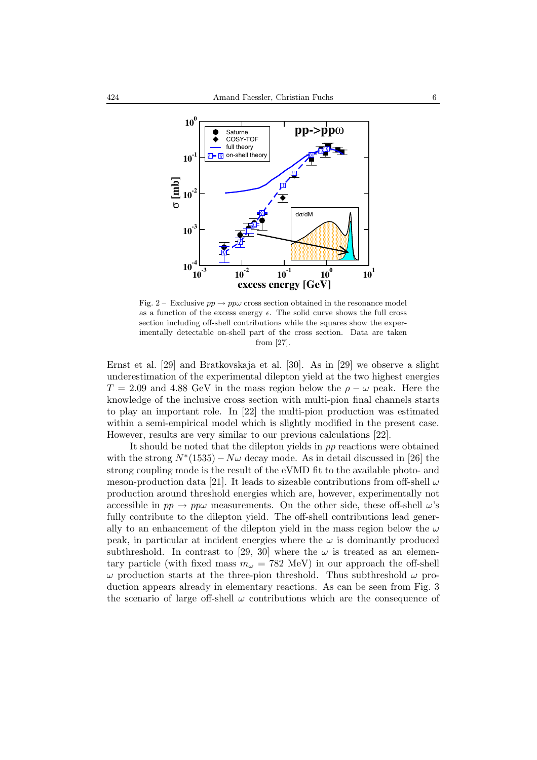Fig. 2 – Exclusive $pp \to pp\omega$ cross section obtained in the resonance model as a function of the excess energy $\epsilon$. The solid curve shows the full cross section including off-shell contributions while the squares show the experimentally detectable on-shell part of the cross section. Data are taken from [27].

Ernst et al. [29] and Bratkovskaja et al. [30]. As in [29] we observe a slight underestimation of the experimental dilepton yield at the two highest energies $T = 2.09$ and $4.88$ GeV in the mass region below the $\rho - \omega$ peak. Here the knowledge of the inclusive cross section with multi-pion final channels starts to play an important role. In [22] the multi-pion production was estimated within a semi-empirical model which is slightly modified in the present case. However, results are very similar to our previous calculations [22].

It should be noted that the dilepton yields in $pp$ reactions were obtained with the strong $N^*(1535) - N\omega$ decay mode. As in detail discussed in [26] the strong coupling mode is the result of the eVMD fit to the available photo- and meson-production data [21]. It leads to sizeable contributions from off-shell $\omega$ production around threshold energies which are, however, experimentally not accessible in $pp \to pp\omega$ measurements. On the other side, these off-shell $\omega$'s fully contribute to the dilepton yield. The off-shell contributions lead generally to an enhancement of the dilepton yield in the mass region below the $\omega$ peak, in particular at incident energies where the $\omega$ is dominantly produced subthreshold. In contrast to [29, 30] where the $\omega$ is treated as an elementary particle (with fixed mass $m_\omega = 782$ MeV) in our approach the off-shell $\omega$ production starts at the three-pion threshold. Thus subthreshold $\omega$ production appears already in elementary reactions. As can be seen from Fig. 3 the scenario of large off-shell $\omega$ contributions which are the consequence of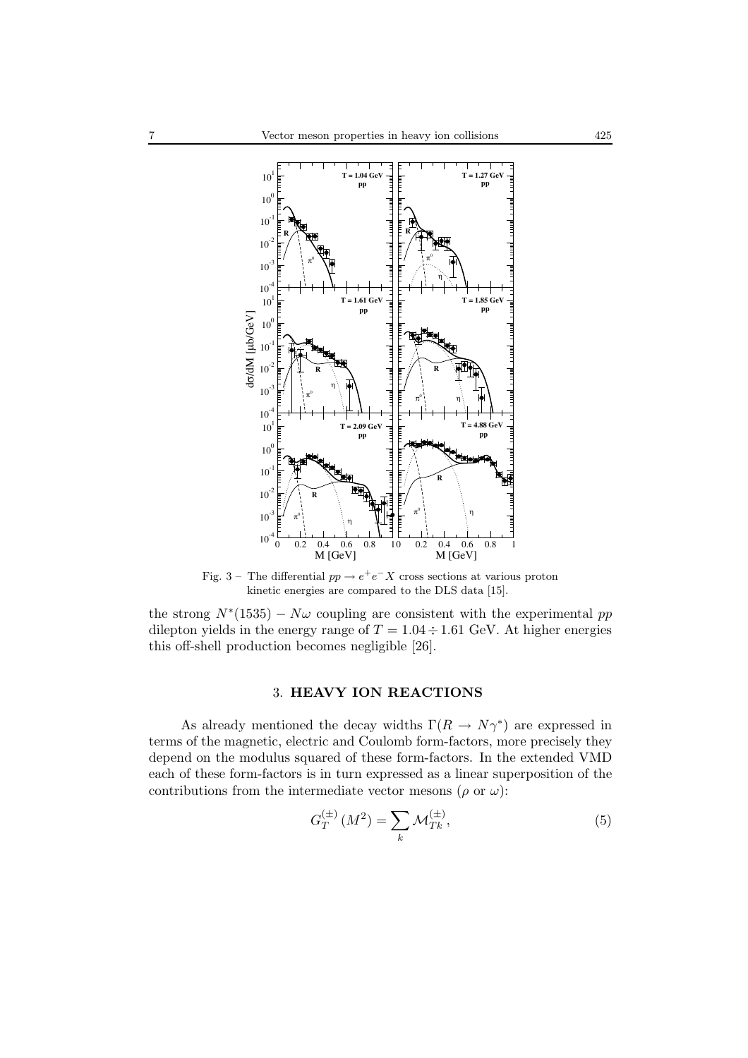Fig. 3 – The differential $pp \to e^+e^-X$ cross sections at various proton kinetic energies are compared to the DLS data [15].

the strong $N^*(1535) - N\omega$ coupling are consistent with the experimental $pp$ dilepton yields in the energy range of $T = 1.04 \div 1.61$ GeV. At higher energies this off-shell production becomes negligible [26].

## 3. HEAVY ION REACTIONS

As already mentioned the decay widths $\Gamma(R \to N\gamma^*)$ are expressed in terms of the magnetic, electric and Coulomb form-factors, more precisely they depend on the modulus squared of these form-factors. In the extended VMD each of these form-factors is in turn expressed as a linear superposition of the contributions from the intermediate vector mesons ($\rho$ or $\omega$):

$$G_T^{(\pm)}(M^2) = \sum_k \mathcal{M}_{Tk}^{(\pm)}, \tag{5}$$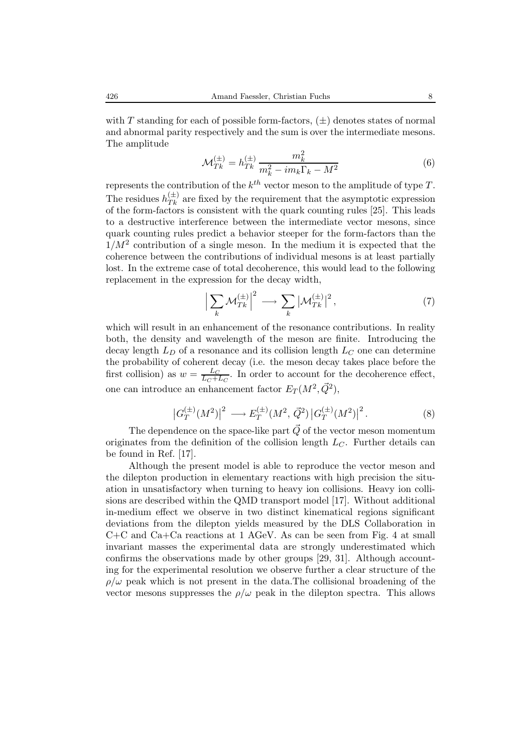with $T$ standing for each of possible form-factors, $(\pm)$ denotes states of normal and abnormal parity respectively and the sum is over the intermediate mesons. The amplitude

$$\mathcal{M}_{Tk}^{(\pm)} = h_{Tk}^{(\pm)} \frac{m_k^2}{m_k^2 - i m_k \Gamma_k - M^2} \tag{6}$$

represents the contribution of the $k^{th}$ vector meson to the amplitude of type $T$. The residues $h_{Tk}^{(\pm)}$ are fixed by the requirement that the asymptotic expression of the form-factors is consistent with the quark counting rules [25]. This leads to a destructive interference between the intermediate vector mesons, since quark counting rules predict a behavior steeper for the form-factors than the $1/M^2$ contribution of a single meson. In the medium it is expected that the coherence between the contributions of individual mesons is at least partially lost. In the extreme case of total decoherence, this would lead to the following replacement in the expression for the decay width,

$$\Big| \sum_k \mathcal{M}_{Tk}^{(\pm)} \Big|^2 \longrightarrow \sum_k |\mathcal{M}_{Tk}^{(\pm)}|^2 , \tag{7}$$

which will result in an enhancement of the resonance contributions. In reality both, the density and wavelength of the meson are finite. Introducing the decay length $L_D$ of a resonance and its collision length $L_C$ one can determine the probability of coherent decay (i.e. the meson decay takes place before the first collision) as $w = \frac{L_C}{L_C + L_C}$. In order to account for the decoherence effect, one can introduce an enhancement factor $E_T(M^2, \vec{Q}^2)$,

$$\big| G_T^{(\pm)}(M^2) \big|^2 \longrightarrow E_T^{(\pm)}(M^2, \vec{Q}^2) \big| G_T^{(\pm)}(M^2) \big|^2 . \tag{8}$$

The dependence on the space-like part $\vec{Q}$ of the vector meson momentum originates from the definition of the collision length $L_C$. Further details can be found in Ref. [17].

Although the present model is able to reproduce the vector meson and the dilepton production in elementary reactions with high precision the situation in unsatisfactory when turning to heavy ion collisions. Heavy ion collisions are described within the QMD transport model [17]. Without additional in-medium effect we observe in two distinct kinematical regions significant deviations from the dilepton yields measured by the DLS Collaboration in C+C and Ca+Ca reactions at 1 AGeV. As can be seen from Fig. 4 at small invariant masses the experimental data are strongly underestimated which confirms the observations made by other groups [29, 31]. Although accounting for the experimental resolution we observe further a clear structure of the $\rho/\omega$ peak which is not present in the data.The collisional broadening of the vector mesons suppresses the $\rho/\omega$ peak in the dilepton spectra. This allows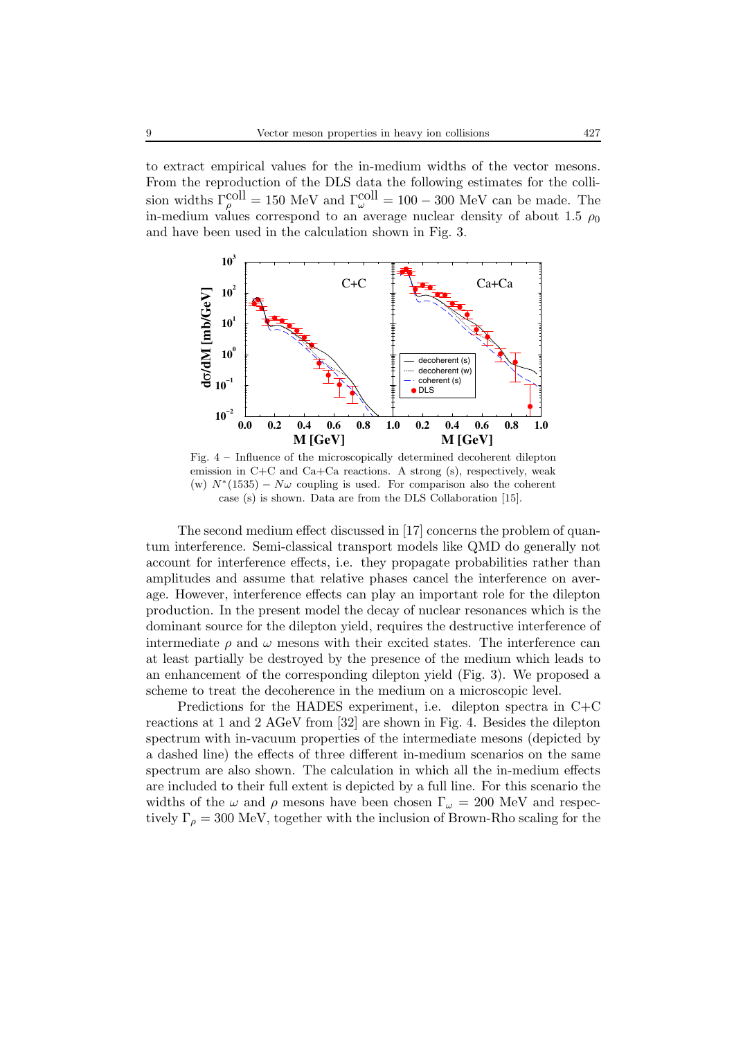to extract empirical values for the in-medium widths of the vector mesons. From the reproduction of the DLS data the following estimates for the collision widths $\Gamma_\rho^{\rm coll} = 150$ MeV and $\Gamma_\omega^{\rm coll} = 100 - 300$ MeV can be made. The in-medium values correspond to an average nuclear density of about 1.5 $\rho_0$ and have been used in the calculation shown in Fig. 3.

Fig. 4 – Influence of the microscopically determined decoherent dilepton emission in C+C and Ca+Ca reactions. A strong (s), respectively, weak (w) $N^*(1535) - N\omega$ coupling is used. For comparison also the coherent case (s) is shown. Data are from the DLS Collaboration [15].

The second medium effect discussed in [17] concerns the problem of quantum interference. Semi-classical transport models like QMD do generally not account for interference effects, i.e. they propagate probabilities rather than amplitudes and assume that relative phases cancel the interference on average. However, interference effects can play an important role for the dilepton production. In the present model the decay of nuclear resonances which is the dominant source for the dilepton yield, requires the destructive interference of intermediate $\rho$ and $\omega$ mesons with their excited states. The interference can at least partially be destroyed by the presence of the medium which leads to an enhancement of the corresponding dilepton yield (Fig. 3). We proposed a scheme to treat the decoherence in the medium on a microscopic level.

Predictions for the HADES experiment, i.e. dilepton spectra in C+C reactions at 1 and 2 AGeV from [32] are shown in Fig. 4. Besides the dilepton spectrum with in-vacuum properties of the intermediate mesons (depicted by a dashed line) the effects of three different in-medium scenarios on the same spectrum are also shown. The calculation in which all the in-medium effects are included to their full extent is depicted by a full line. For this scenario the widths of the $\omega$ and $\rho$ mesons have been chosen $\Gamma_\omega = 200$ MeV and respectively $\Gamma_\rho = 300$ MeV, together with the inclusion of Brown-Rho scaling for the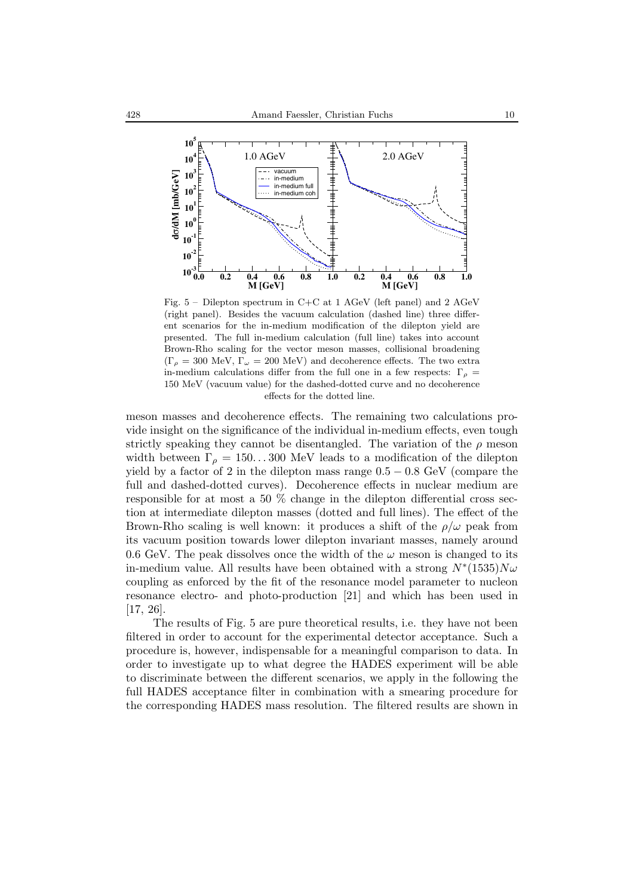Fig. 5 – Dilepton spectrum in C+C at 1 AGeV (left panel) and 2 AGeV (right panel). Besides the vacuum calculation (dashed line) three different scenarios for the in-medium modification of the dilepton yield are presented. The full in-medium calculation (full line) takes into account Brown-Rho scaling for the vector meson masses, collisional broadening ($\Gamma_\rho = 300$ MeV, $\Gamma_\omega = 200$ MeV) and decoherence effects. The two extra in-medium calculations differ from the full one in a few respects: $\Gamma_\rho = 150$ MeV (vacuum value) for the dashed-dotted curve and no decoherence effects for the dotted line.

meson masses and decoherence effects. The remaining two calculations provide insight on the significance of the individual in-medium effects, even tough strictly speaking they cannot be disentangled. The variation of the $\rho$ meson width between $\Gamma_\rho = 150 \ldots 300$ MeV leads to a modification of the dilepton yield by a factor of 2 in the dilepton mass range $0.5 - 0.8$ GeV (compare the full and dashed-dotted curves). Decoherence effects in nuclear medium are responsible for at most a 50 % change in the dilepton differential cross section at intermediate dilepton masses (dotted and full lines). The effect of the Brown-Rho scaling is well known: it produces a shift of the $\rho/\omega$ peak from its vacuum position towards lower dilepton invariant masses, namely around 0.6 GeV. The peak dissolves once the width of the $\omega$ meson is changed to its in-medium value. All results have been obtained with a strong $N^*(1535)N\omega$ coupling as enforced by the fit of the resonance model parameter to nucleon resonance electro- and photo-production [21] and which has been used in [17, 26].

The results of Fig. 5 are pure theoretical results, i.e. they have not been filtered in order to account for the experimental detector acceptance. Such a procedure is, however, indispensable for a meaningful comparison to data. In order to investigate up to what degree the HADES experiment will be able to discriminate between the different scenarios, we apply in the following the full HADES acceptance filter in combination with a smearing procedure for the corresponding HADES mass resolution. The filtered results are shown in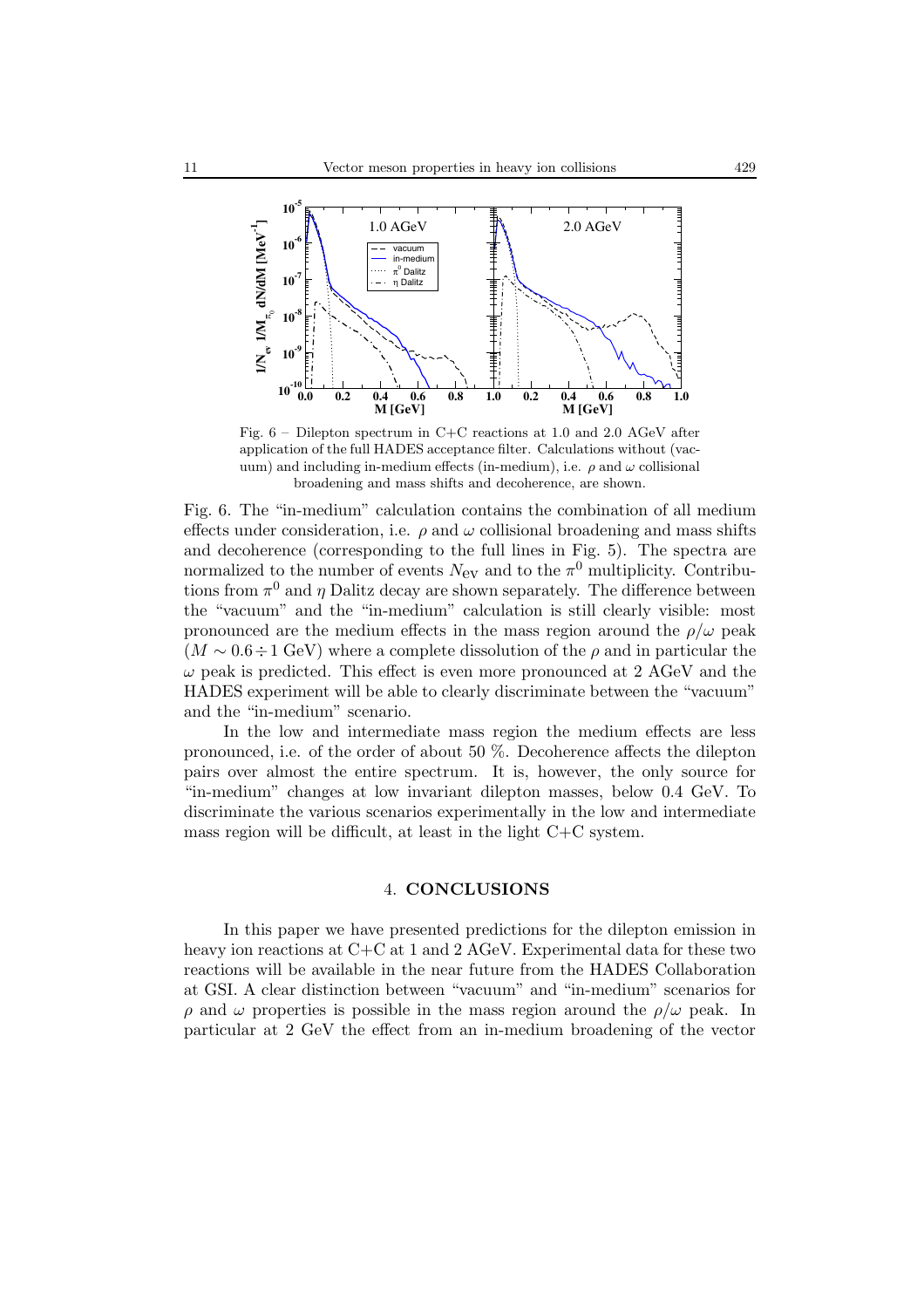Fig. 6 – Dilepton spectrum in C+C reactions at 1.0 and 2.0 AGeV after application of the full HADES acceptance filter. Calculations without (vacuum) and including in-medium effects (in-medium), i.e. $\rho$ and $\omega$ collisional broadening and mass shifts and decoherence, are shown.

Fig. 6. The "in-medium" calculation contains the combination of all medium effects under consideration, i.e. $\rho$ and $\omega$ collisional broadening and mass shifts and decoherence (corresponding to the full lines in Fig. 5). The spectra are normalized to the number of events $N_{\rm ev}$ and to the $\pi^0$ multiplicity. Contributions from $\pi^0$ and $\eta$ Dalitz decay are shown separately. The difference between the "vacuum" and the "in-medium" calculation is still clearly visible: most pronounced are the medium effects in the mass region around the $\rho/\omega$ peak ($M \sim 0.6 \div 1$ GeV) where a complete dissolution of the $\rho$ and in particular the $\omega$ peak is predicted. This effect is even more pronounced at 2 AGeV and the HADES experiment will be able to clearly discriminate between the "vacuum" and the "in-medium" scenario.

In the low and intermediate mass region the medium effects are less pronounced, i.e. of the order of about 50 %. Decoherence affects the dilepton pairs over almost the entire spectrum. It is, however, the only source for "in-medium" changes at low invariant dilepton masses, below 0.4 GeV. To discriminate the various scenarios experimentally in the low and intermediate mass region will be difficult, at least in the light C+C system.

## 4. CONCLUSIONS

In this paper we have presented predictions for the dilepton emission in heavy ion reactions at C+C at 1 and 2 AGeV. Experimental data for these two reactions will be available in the near future from the HADES Collaboration at GSI. A clear distinction between "vacuum" and "in-medium" scenarios for $\rho$ and $\omega$ properties is possible in the mass region around the $\rho/\omega$ peak. In particular at 2 GeV the effect from an in-medium broadening of the vector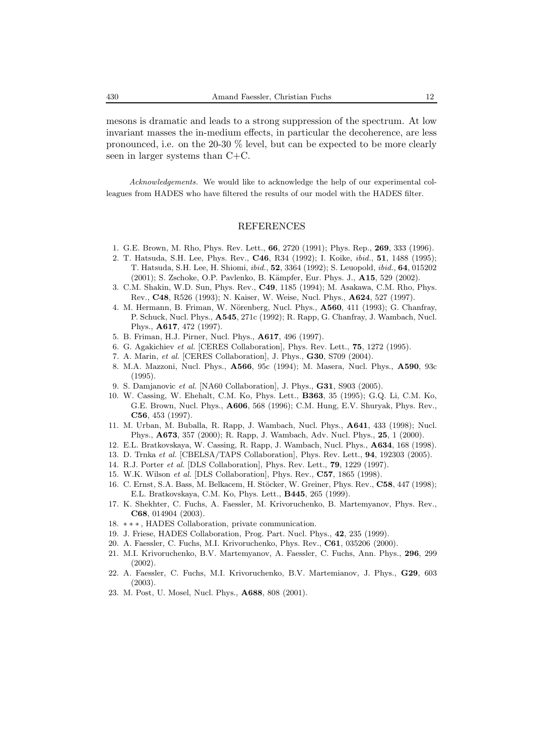mesons is dramatic and leads to a strong suppression of the spectrum. At low invariant masses the in-medium effects, in particular the decoherence, are less pronounced, i.e. on the 20-30 % level, but can be expected to be more clearly seen in larger systems than C+C.

*Acknowledgements.* We would like to acknowledge the help of our experimental colleagues from HADES who have filtered the results of our model with the HADES filter.

## REFERENCES

1. G.E. Brown, M. Rho, Phys. Rev. Lett., **66**, 2720 (1991); Phys. Rep., **269**, 333 (1996).
2. T. Hatsuda, S.H. Lee, Phys. Rev., **C46**, R34 (1992); I. Koike, *ibid.*, **51**, 1488 (1995); T. Hatsuda, S.H. Lee, H. Shiomi, *ibid.*, **52**, 3364 (1992); S. Leuopold, *ibid.*, **64**, 015202 (2001); S. Zschoke, O.P. Pavlenko, B. Kämpfer, Eur. Phys. J., **A15**, 529 (2002).
3. C.M. Shakin, W.D. Sun, Phys. Rev., **C49**, 1185 (1994); M. Asakawa, C.M. Rho, Phys. Rev., **C48**, R526 (1993); N. Kaiser, W. Weise, Nucl. Phys., **A624**, 527 (1997).
4. M. Hermann, B. Friman, W. Nörenberg, Nucl. Phys., **A560**, 411 (1993); G. Chanfray, P. Schuck, Nucl. Phys., **A545**, 271c (1992); R. Rapp, G. Chanfray, J. Wambach, Nucl. Phys., **A617**, 472 (1997).
5. B. Friman, H.J. Pirner, Nucl. Phys., **A617**, 496 (1997).
6. G. Agakichiev *et al.* [CERES Collaboration], Phys. Rev. Lett., **75**, 1272 (1995).
7. A. Marin, *et al.* [CERES Collaboration], J. Phys., **G30**, S709 (2004).
8. M.A. Mazzoni, Nucl. Phys., **A566**, 95c (1994); M. Masera, Nucl. Phys., **A590**, 93c (1995).
9. S. Damjanovic *et al.* [NA60 Collaboration], J. Phys., **G31**, S903 (2005).
10. W. Cassing, W. Ehehalt, C.M. Ko, Phys. Lett., **B363**, 35 (1995); G.Q. Li, C.M. Ko, G.E. Brown, Nucl. Phys., **A606**, 568 (1996); C.M. Hung, E.V. Shuryak, Phys. Rev., **C56**, 453 (1997).
11. M. Urban, M. Buballa, R. Rapp, J. Wambach, Nucl. Phys., **A641**, 433 (1998); Nucl. Phys., **A673**, 357 (2000); R. Rapp, J. Wambach, Adv. Nucl. Phys., **25**, 1 (2000).
12. E.L. Bratkovskaya, W. Cassing, R. Rapp, J. Wambach, Nucl. Phys., **A634**, 168 (1998).
13. D. Trnka *et al.* [CBELSA/TAPS Collaboration], Phys. Rev. Lett., **94**, 192303 (2005).
14. R.J. Porter *et al.* [DLS Collaboration], Phys. Rev. Lett., **79**, 1229 (1997).
15. W.K. Wilson *et al.* [DLS Collaboration], Phys. Rev., **C57**, 1865 (1998).
16. C. Ernst, S.A. Bass, M. Belkacem, H. Stöcker, W. Greiner, Phys. Rev., **C58**, 447 (1998); E.L. Bratkovskaya, C.M. Ko, Phys. Lett., **B445**, 265 (1999).
17. K. Shekhter, C. Fuchs, A. Faessler, M. Krivoruchenko, B. Martemyanov, Phys. Rev., **C68**, 014904 (2003).
18. ∗ ∗ ∗, HADES Collaboration, private communication.
19. J. Friese, HADES Collaboration, Prog. Part. Nucl. Phys., **42**, 235 (1999).
20. A. Faessler, C. Fuchs, M.I. Krivoruchenko, Phys. Rev., **C61**, 035206 (2000).
21. M.I. Krivoruchenko, B.V. Martemyanov, A. Faessler, C. Fuchs, Ann. Phys., **296**, 299 (2002).
22. A. Faessler, C. Fuchs, M.I. Krivoruchenko, B.V. Martemianov, J. Phys., **G29**, 603 (2003).
23. M. Post, U. Mosel, Nucl. Phys., **A688**, 808 (2001).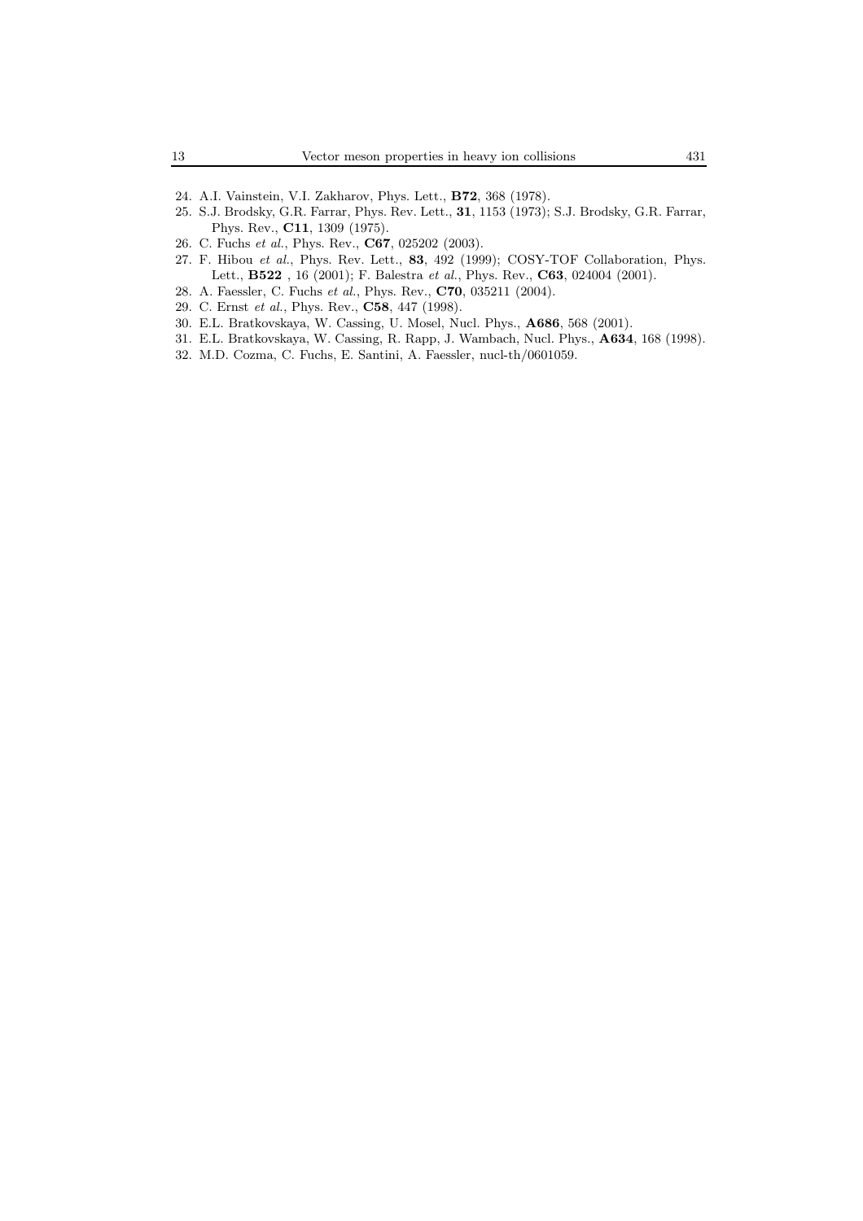24. A.I. Vainstein, V.I. Zakharov, Phys. Lett., **B72**, 368 (1978).
25. S.J. Brodsky, G.R. Farrar, Phys. Rev. Lett., **31**, 1153 (1973); S.J. Brodsky, G.R. Farrar, Phys. Rev., **C11**, 1309 (1975).
26. C. Fuchs *et al.*, Phys. Rev., **C67**, 025202 (2003).
27. F. Hibou *et al.*, Phys. Rev. Lett., **83**, 492 (1999); COSY-TOF Collaboration, Phys. Lett., **B522** , 16 (2001); F. Balestra *et al.*, Phys. Rev., **C63**, 024004 (2001).
28. A. Faessler, C. Fuchs *et al.*, Phys. Rev., **C70**, 035211 (2004).
29. C. Ernst *et al.*, Phys. Rev., **C58**, 447 (1998).
30. E.L. Bratkovskaya, W. Cassing, U. Mosel, Nucl. Phys., **A686**, 568 (2001).
31. E.L. Bratkovskaya, W. Cassing, R. Rapp, J. Wambach, Nucl. Phys., **A634**, 168 (1998).
32. M.D. Cozma, C. Fuchs, E. Santini, A. Faessler, nucl-th/0601059.